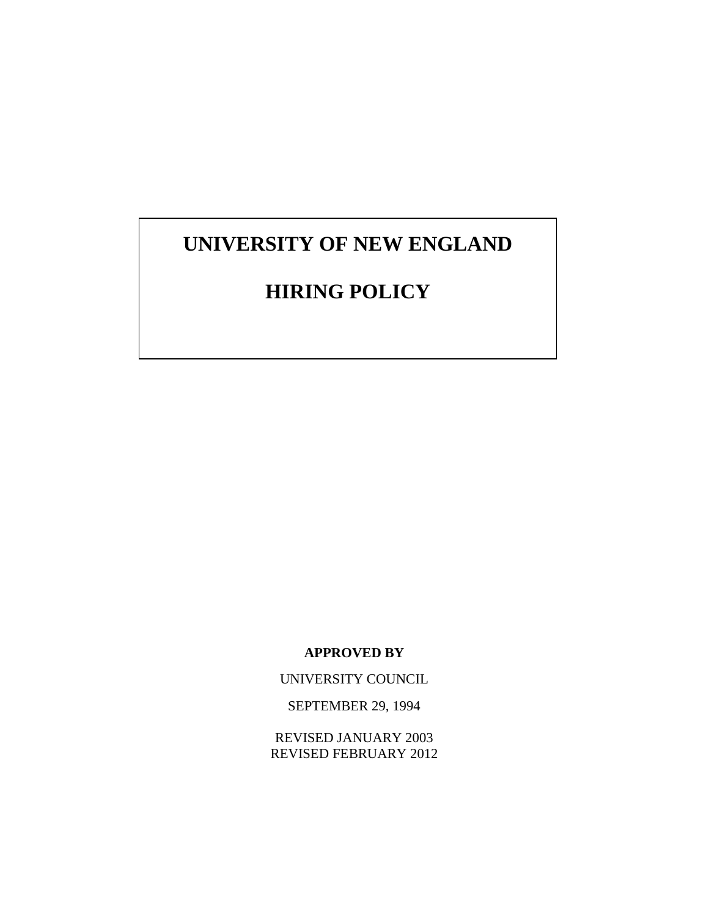# UNIVERSITY OF NEW ENGLAND

# HIRING POLICY

**APPROVED BY**

UNIVERSITY COUNCIL

SEPTEMBER 29, 1994

REVISED JANUARY 2003
REVISED FEBRUARY 2012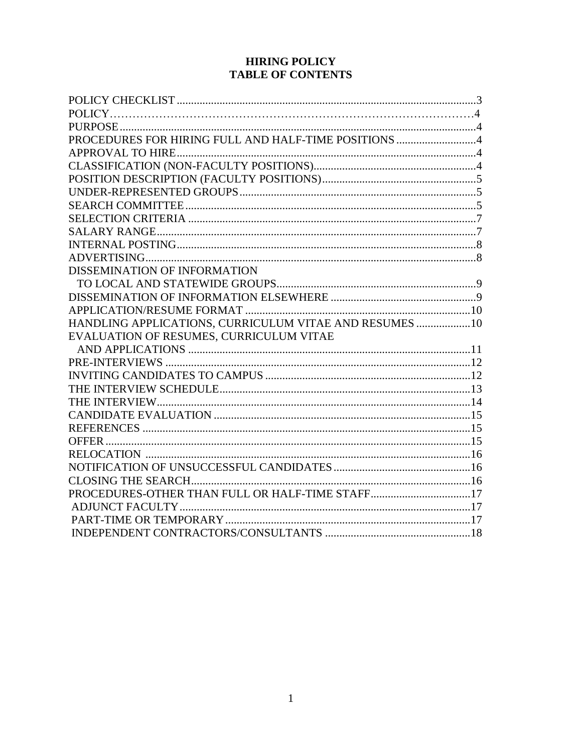# HIRING POLICY
# TABLE OF CONTENTS

POLICY CHECKLIST ....................................................................................................3
POLICY……………………………………………………………………………………4
PURPOSE....................................................................................................................4
PROCEDURES FOR HIRING FULL AND HALF-TIME POSITIONS ............................4
APPROVAL TO HIRE...................................................................................................4
CLASSIFICATION (NON-FACULTY POSITIONS).........................................................4
POSITION DESCRIPTION (FACULTY POSITIONS).......................................................5
UNDER-REPRESENTED GROUPS................................................................................5
SEARCH COMMITTEE.................................................................................................5
SELECTION CRITERIA ...............................................................................................7
SALARY RANGE..........................................................................................................7
INTERNAL POSTING...................................................................................................8
ADVERTISING.............................................................................................................8
DISSEMINATION OF INFORMATION
  TO LOCAL AND STATEWIDE GROUPS.....................................................................9
DISSEMINATION OF INFORMATION ELSEWHERE ...................................................9
APPLICATION/RESUME FORMAT ..............................................................................10
HANDLING APPLICATIONS, CURRICULUM VITAE AND RESUMES ...................10
EVALUATION OF RESUMES, CURRICULUM VITAE
  AND APPLICATIONS ..................................................................................................11
PRE-INTERVIEWS .......................................................................................................12
INVITING CANDIDATES TO CAMPUS .......................................................................12
THE INTERVIEW SCHEDULE.......................................................................................13
THE INTERVIEW..........................................................................................................14
CANDIDATE EVALUATION .........................................................................................15
REFERENCES ..............................................................................................................15
OFFER..........................................................................................................................15
RELOCATION ..............................................................................................................16
NOTIFICATION OF UNSUCCESSFUL CANDIDATES ................................................16
CLOSING THE SEARCH..............................................................................................16
PROCEDURES-OTHER THAN FULL OR HALF-TIME STAFF....................................17
ADJUNCT FACULTY.....................................................................................................17
PART-TIME OR TEMPORARY ....................................................................................17
INDEPENDENT CONTRACTORS/CONSULTANTS ....................................................18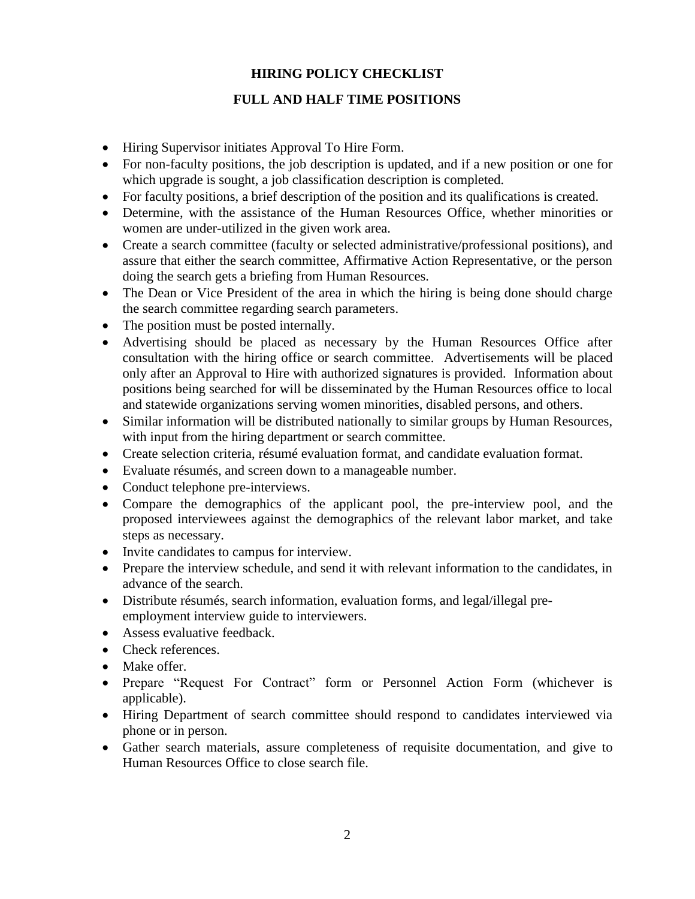## HIRING POLICY CHECKLIST

## FULL AND HALF TIME POSITIONS

- Hiring Supervisor initiates Approval To Hire Form.
- For non-faculty positions, the job description is updated, and if a new position or one for which upgrade is sought, a job classification description is completed.
- For faculty positions, a brief description of the position and its qualifications is created.
- Determine, with the assistance of the Human Resources Office, whether minorities or women are under-utilized in the given work area.
- Create a search committee (faculty or selected administrative/professional positions), and assure that either the search committee, Affirmative Action Representative, or the person doing the search gets a briefing from Human Resources.
- The Dean or Vice President of the area in which the hiring is being done should charge the search committee regarding search parameters.
- The position must be posted internally.
- Advertising should be placed as necessary by the Human Resources Office after consultation with the hiring office or search committee. Advertisements will be placed only after an Approval to Hire with authorized signatures is provided. Information about positions being searched for will be disseminated by the Human Resources office to local and statewide organizations serving women minorities, disabled persons, and others.
- Similar information will be distributed nationally to similar groups by Human Resources, with input from the hiring department or search committee.
- Create selection criteria, résumé evaluation format, and candidate evaluation format.
- Evaluate résumés, and screen down to a manageable number.
- Conduct telephone pre-interviews.
- Compare the demographics of the applicant pool, the pre-interview pool, and the proposed interviewees against the demographics of the relevant labor market, and take steps as necessary.
- Invite candidates to campus for interview.
- Prepare the interview schedule, and send it with relevant information to the candidates, in advance of the search.
- Distribute résumés, search information, evaluation forms, and legal/illegal pre-employment interview guide to interviewers.
- Assess evaluative feedback.
- Check references.
- Make offer.
- Prepare "Request For Contract" form or Personnel Action Form (whichever is applicable).
- Hiring Department of search committee should respond to candidates interviewed via phone or in person.
- Gather search materials, assure completeness of requisite documentation, and give to Human Resources Office to close search file.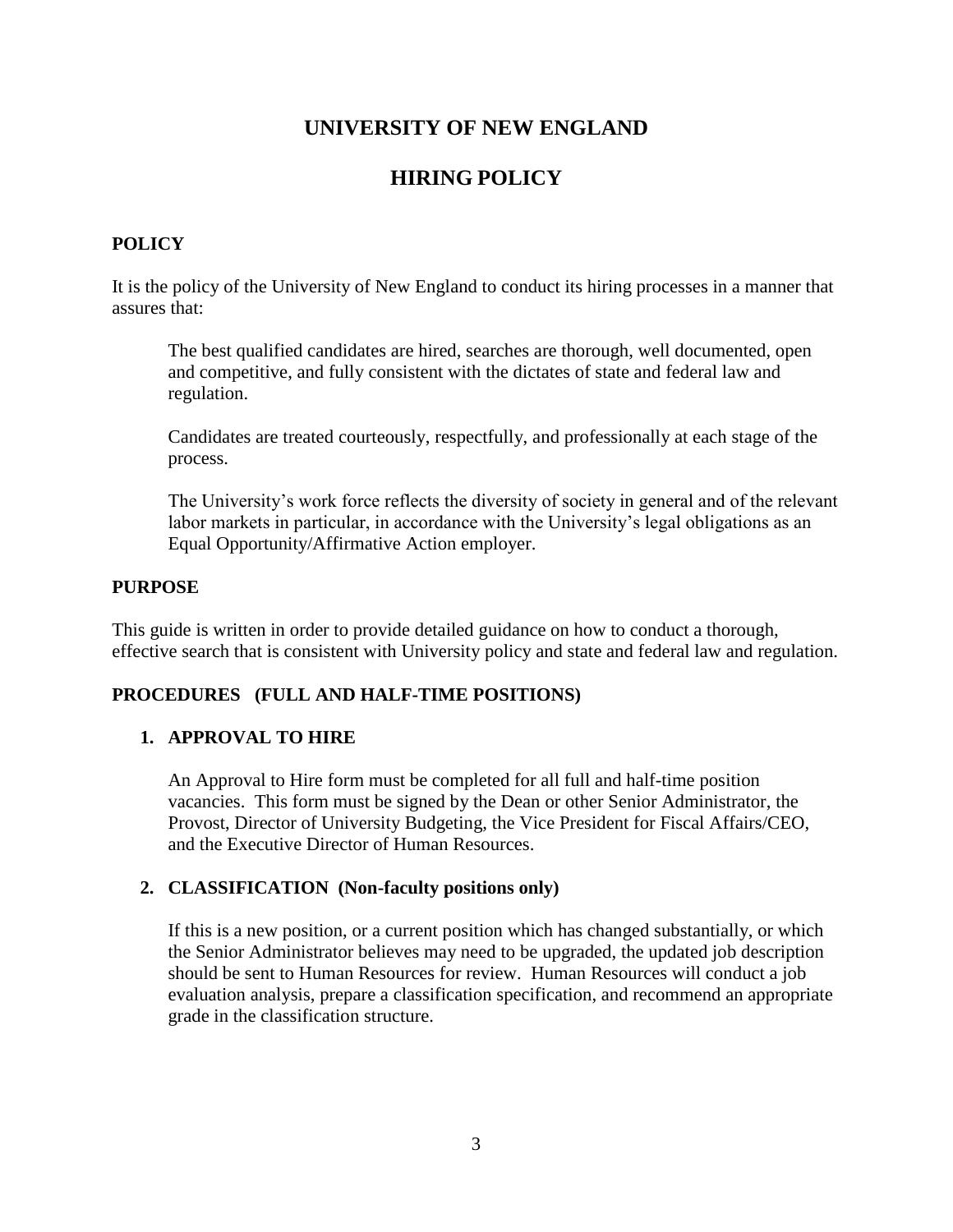# UNIVERSITY OF NEW ENGLAND

# HIRING POLICY

## POLICY

It is the policy of the University of New England to conduct its hiring processes in a manner that assures that:

> The best qualified candidates are hired, searches are thorough, well documented, open and competitive, and fully consistent with the dictates of state and federal law and regulation.
>
> Candidates are treated courteously, respectfully, and professionally at each stage of the process.
>
> The University's work force reflects the diversity of society in general and of the relevant labor markets in particular, in accordance with the University's legal obligations as an Equal Opportunity/Affirmative Action employer.

## PURPOSE

This guide is written in order to provide detailed guidance on how to conduct a thorough, effective search that is consistent with University policy and state and federal law and regulation.

## PROCEDURES (FULL AND HALF-TIME POSITIONS)

### 1. APPROVAL TO HIRE

An Approval to Hire form must be completed for all full and half-time position vacancies. This form must be signed by the Dean or other Senior Administrator, the Provost, Director of University Budgeting, the Vice President for Fiscal Affairs/CEO, and the Executive Director of Human Resources.

### 2. CLASSIFICATION (Non-faculty positions only)

If this is a new position, or a current position which has changed substantially, or which the Senior Administrator believes may need to be upgraded, the updated job description should be sent to Human Resources for review. Human Resources will conduct a job evaluation analysis, prepare a classification specification, and recommend an appropriate grade in the classification structure.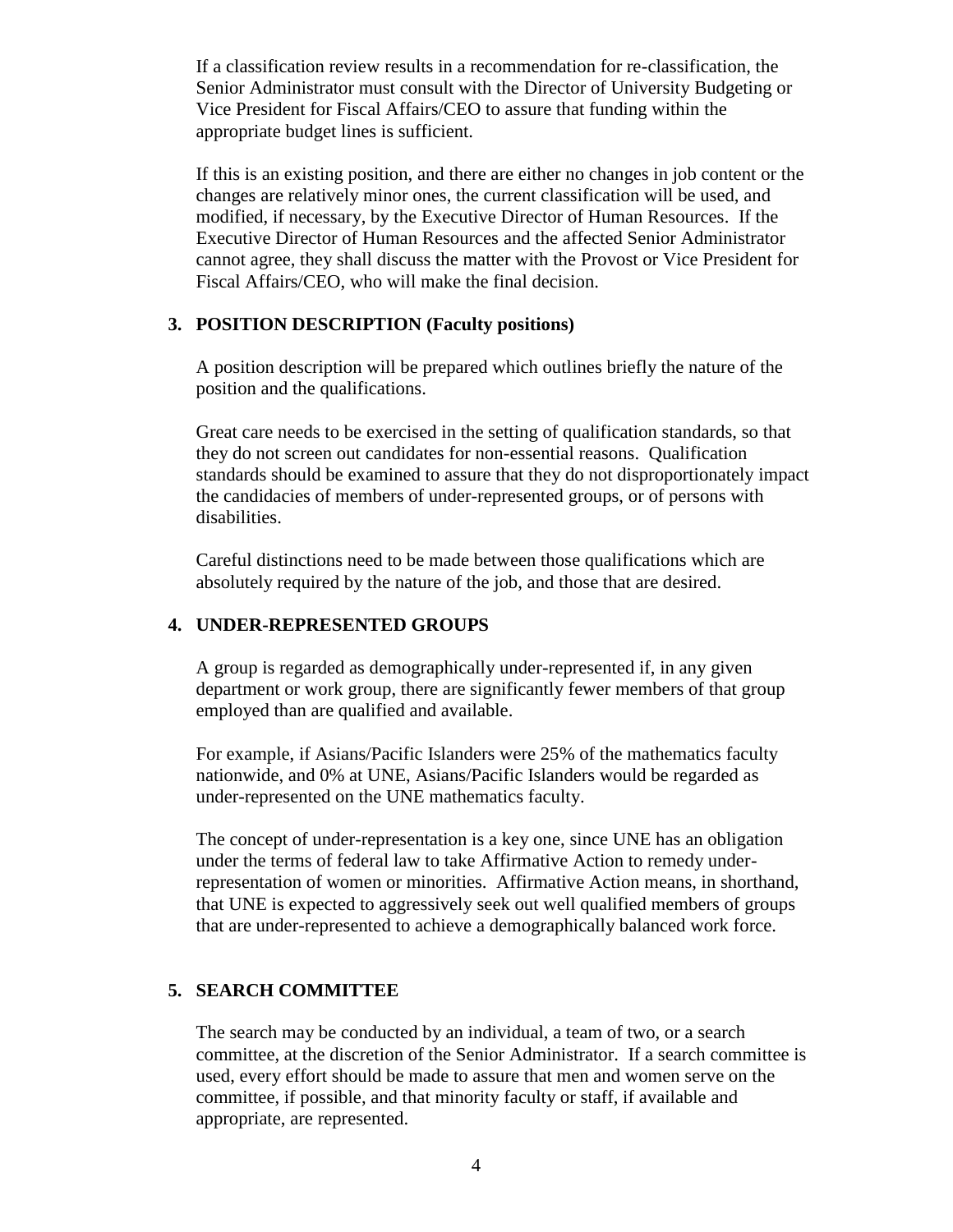If a classification review results in a recommendation for re-classification, the Senior Administrator must consult with the Director of University Budgeting or Vice President for Fiscal Affairs/CEO to assure that funding within the appropriate budget lines is sufficient.

If this is an existing position, and there are either no changes in job content or the changes are relatively minor ones, the current classification will be used, and modified, if necessary, by the Executive Director of Human Resources. If the Executive Director of Human Resources and the affected Senior Administrator cannot agree, they shall discuss the matter with the Provost or Vice President for Fiscal Affairs/CEO, who will make the final decision.

### 3. POSITION DESCRIPTION (Faculty positions)

A position description will be prepared which outlines briefly the nature of the position and the qualifications.

Great care needs to be exercised in the setting of qualification standards, so that they do not screen out candidates for non-essential reasons. Qualification standards should be examined to assure that they do not disproportionately impact the candidacies of members of under-represented groups, or of persons with disabilities.

Careful distinctions need to be made between those qualifications which are absolutely required by the nature of the job, and those that are desired.

### 4. UNDER-REPRESENTED GROUPS

A group is regarded as demographically under-represented if, in any given department or work group, there are significantly fewer members of that group employed than are qualified and available.

For example, if Asians/Pacific Islanders were 25% of the mathematics faculty nationwide, and 0% at UNE, Asians/Pacific Islanders would be regarded as under-represented on the UNE mathematics faculty.

The concept of under-representation is a key one, since UNE has an obligation under the terms of federal law to take Affirmative Action to remedy under-representation of women or minorities. Affirmative Action means, in shorthand, that UNE is expected to aggressively seek out well qualified members of groups that are under-represented to achieve a demographically balanced work force.

### 5. SEARCH COMMITTEE

The search may be conducted by an individual, a team of two, or a search committee, at the discretion of the Senior Administrator. If a search committee is used, every effort should be made to assure that men and women serve on the committee, if possible, and that minority faculty or staff, if available and appropriate, are represented.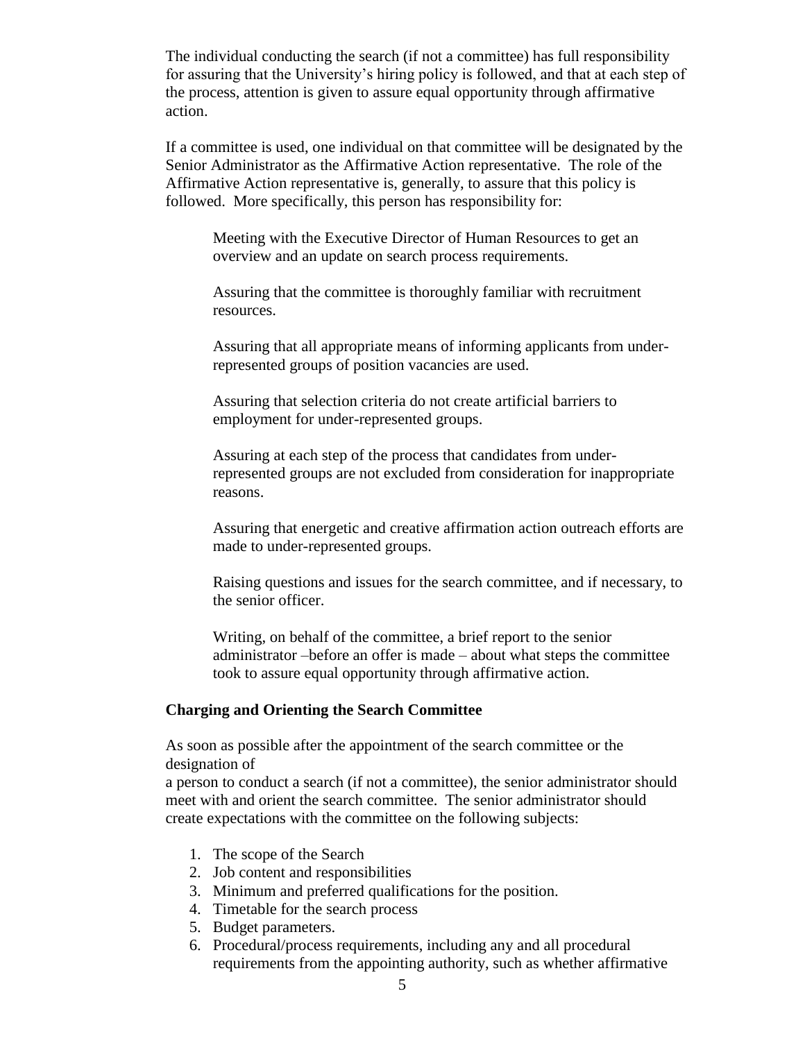The individual conducting the search (if not a committee) has full responsibility for assuring that the University's hiring policy is followed, and that at each step of the process, attention is given to assure equal opportunity through affirmative action.

If a committee is used, one individual on that committee will be designated by the Senior Administrator as the Affirmative Action representative. The role of the Affirmative Action representative is, generally, to assure that this policy is followed. More specifically, this person has responsibility for:

> Meeting with the Executive Director of Human Resources to get an overview and an update on search process requirements.
>
> Assuring that the committee is thoroughly familiar with recruitment resources.
>
> Assuring that all appropriate means of informing applicants from under-represented groups of position vacancies are used.
>
> Assuring that selection criteria do not create artificial barriers to employment for under-represented groups.
>
> Assuring at each step of the process that candidates from under-represented groups are not excluded from consideration for inappropriate reasons.
>
> Assuring that energetic and creative affirmation action outreach efforts are made to under-represented groups.
>
> Raising questions and issues for the search committee, and if necessary, to the senior officer.
>
> Writing, on behalf of the committee, a brief report to the senior administrator –before an offer is made – about what steps the committee took to assure equal opportunity through affirmative action.

**Charging and Orienting the Search Committee**

As soon as possible after the appointment of the search committee or the designation of
a person to conduct a search (if not a committee), the senior administrator should meet with and orient the search committee. The senior administrator should create expectations with the committee on the following subjects:

1. The scope of the Search
2. Job content and responsibilities
3. Minimum and preferred qualifications for the position.
4. Timetable for the search process
5. Budget parameters.
6. Procedural/process requirements, including any and all procedural requirements from the appointing authority, such as whether affirmative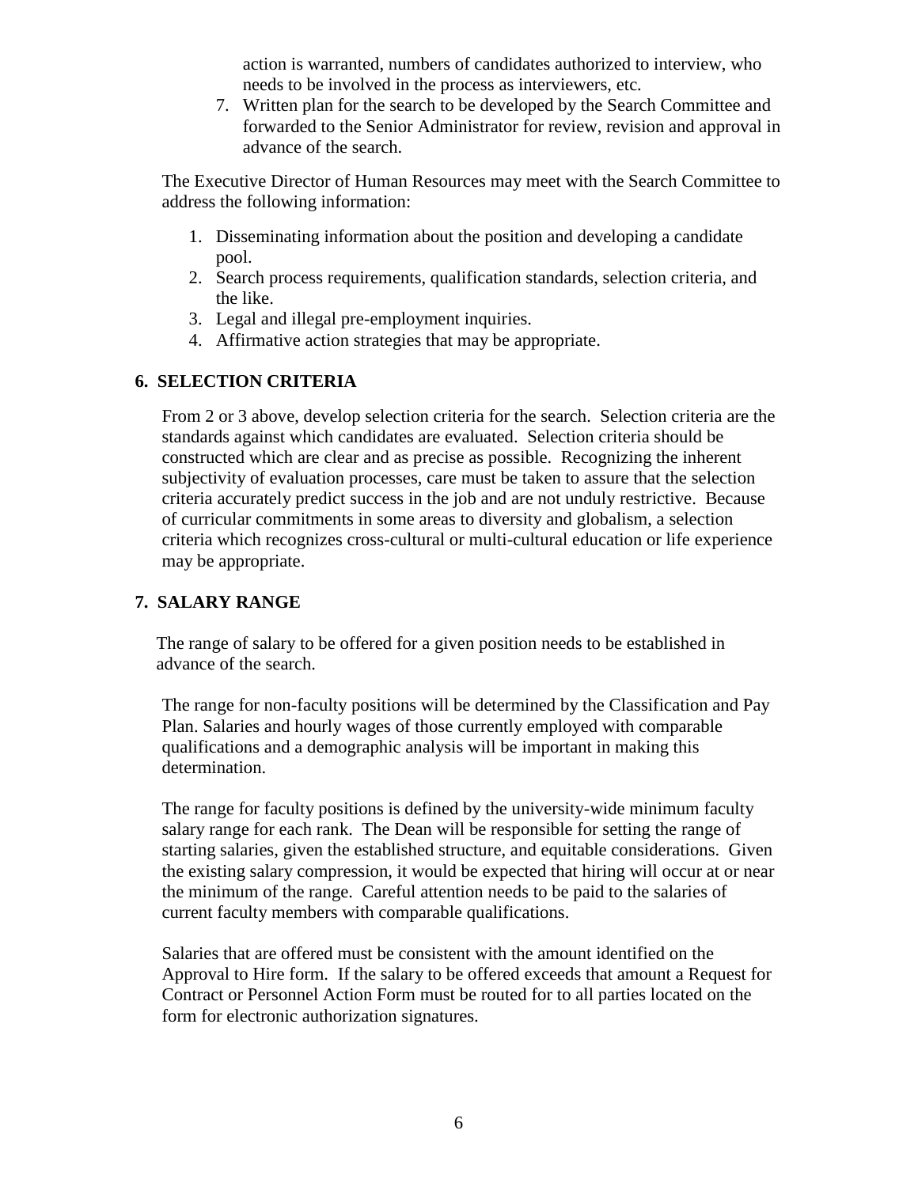action is warranted, numbers of candidates authorized to interview, who needs to be involved in the process as interviewers, etc.

7. Written plan for the search to be developed by the Search Committee and forwarded to the Senior Administrator for review, revision and approval in advance of the search.

The Executive Director of Human Resources may meet with the Search Committee to address the following information:

1. Disseminating information about the position and developing a candidate pool.
2. Search process requirements, qualification standards, selection criteria, and the like.
3. Legal and illegal pre-employment inquiries.
4. Affirmative action strategies that may be appropriate.

## 6. SELECTION CRITERIA

From 2 or 3 above, develop selection criteria for the search. Selection criteria are the standards against which candidates are evaluated. Selection criteria should be constructed which are clear and as precise as possible. Recognizing the inherent subjectivity of evaluation processes, care must be taken to assure that the selection criteria accurately predict success in the job and are not unduly restrictive. Because of curricular commitments in some areas to diversity and globalism, a selection criteria which recognizes cross-cultural or multi-cultural education or life experience may be appropriate.

## 7. SALARY RANGE

The range of salary to be offered for a given position needs to be established in advance of the search.

The range for non-faculty positions will be determined by the Classification and Pay Plan. Salaries and hourly wages of those currently employed with comparable qualifications and a demographic analysis will be important in making this determination.

The range for faculty positions is defined by the university-wide minimum faculty salary range for each rank. The Dean will be responsible for setting the range of starting salaries, given the established structure, and equitable considerations. Given the existing salary compression, it would be expected that hiring will occur at or near the minimum of the range. Careful attention needs to be paid to the salaries of current faculty members with comparable qualifications.

Salaries that are offered must be consistent with the amount identified on the Approval to Hire form. If the salary to be offered exceeds that amount a Request for Contract or Personnel Action Form must be routed for to all parties located on the form for electronic authorization signatures.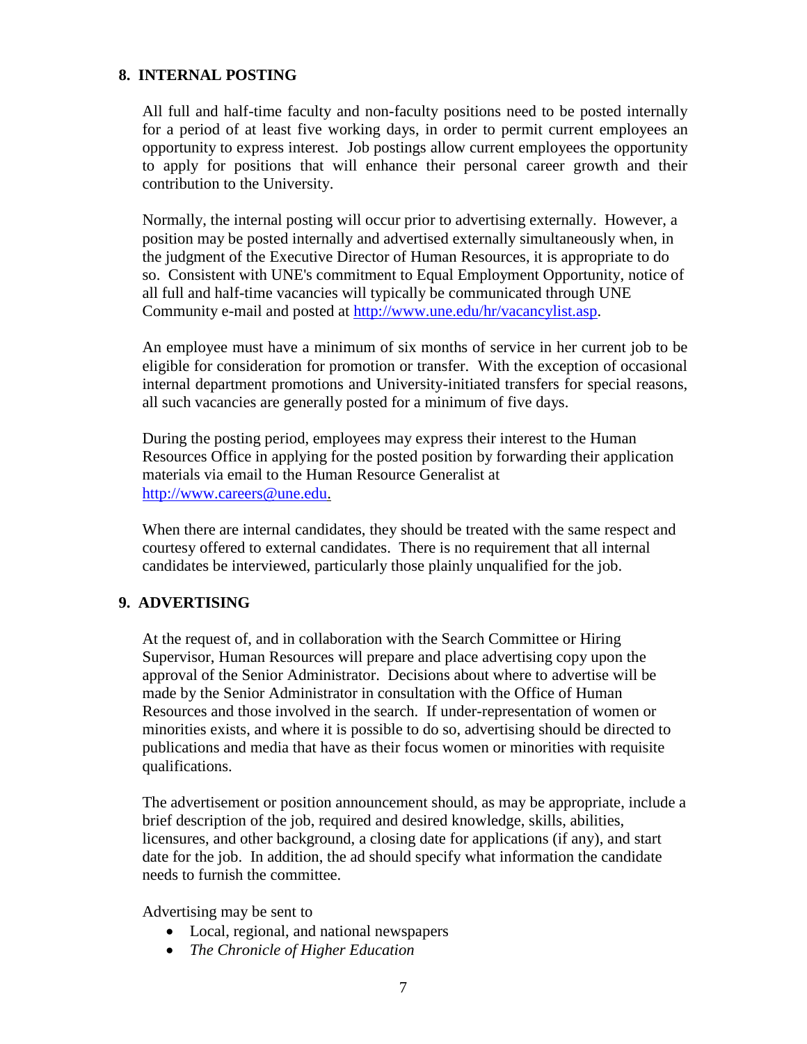## 8. INTERNAL POSTING

All full and half-time faculty and non-faculty positions need to be posted internally for a period of at least five working days, in order to permit current employees an opportunity to express interest. Job postings allow current employees the opportunity to apply for positions that will enhance their personal career growth and their contribution to the University.

Normally, the internal posting will occur prior to advertising externally. However, a position may be posted internally and advertised externally simultaneously when, in the judgment of the Executive Director of Human Resources, it is appropriate to do so. Consistent with UNE's commitment to Equal Employment Opportunity, notice of all full and half-time vacancies will typically be communicated through UNE Community e-mail and posted at [http://www.une.edu/hr/vacancylist.asp](http://www.une.edu/hr/vacancylist.asp).

An employee must have a minimum of six months of service in her current job to be eligible for consideration for promotion or transfer. With the exception of occasional internal department promotions and University-initiated transfers for special reasons, all such vacancies are generally posted for a minimum of five days.

During the posting period, employees may express their interest to the Human Resources Office in applying for the posted position by forwarding their application materials via email to the Human Resource Generalist at [http://www.careers@une.edu.](http://www.careers@une.edu.)

When there are internal candidates, they should be treated with the same respect and courtesy offered to external candidates. There is no requirement that all internal candidates be interviewed, particularly those plainly unqualified for the job.

## 9. ADVERTISING

At the request of, and in collaboration with the Search Committee or Hiring Supervisor, Human Resources will prepare and place advertising copy upon the approval of the Senior Administrator. Decisions about where to advertise will be made by the Senior Administrator in consultation with the Office of Human Resources and those involved in the search. If under-representation of women or minorities exists, and where it is possible to do so, advertising should be directed to publications and media that have as their focus women or minorities with requisite qualifications.

The advertisement or position announcement should, as may be appropriate, include a brief description of the job, required and desired knowledge, skills, abilities, licensures, and other background, a closing date for applications (if any), and start date for the job. In addition, the ad should specify what information the candidate needs to furnish the committee.

Advertising may be sent to

- Local, regional, and national newspapers
- *The Chronicle of Higher Education*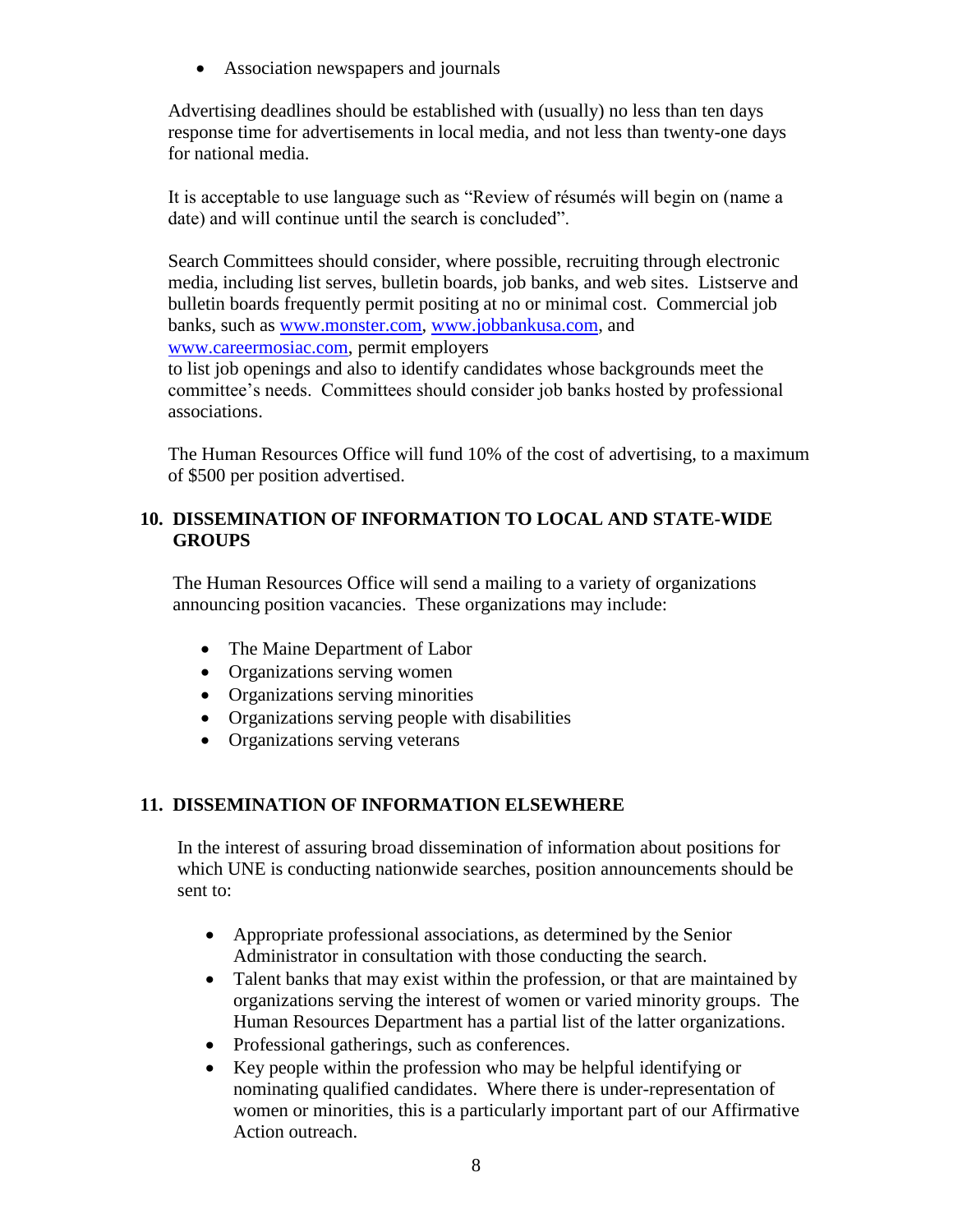- Association newspapers and journals

Advertising deadlines should be established with (usually) no less than ten days response time for advertisements in local media, and not less than twenty-one days for national media.

It is acceptable to use language such as "Review of résumés will begin on (name a date) and will continue until the search is concluded".

Search Committees should consider, where possible, recruiting through electronic media, including list serves, bulletin boards, job banks, and web sites. Listserve and bulletin boards frequently permit positing at no or minimal cost. Commercial job banks, such as www.monster.com, www.jobbankusa.com, and www.careermosiac.com, permit employers to list job openings and also to identify candidates whose backgrounds meet the committee's needs. Committees should consider job banks hosted by professional associations.

The Human Resources Office will fund 10% of the cost of advertising, to a maximum of $500 per position advertised.

## 10. DISSEMINATION OF INFORMATION TO LOCAL AND STATE-WIDE GROUPS

The Human Resources Office will send a mailing to a variety of organizations announcing position vacancies. These organizations may include:

- The Maine Department of Labor
- Organizations serving women
- Organizations serving minorities
- Organizations serving people with disabilities
- Organizations serving veterans

## 11. DISSEMINATION OF INFORMATION ELSEWHERE

In the interest of assuring broad dissemination of information about positions for which UNE is conducting nationwide searches, position announcements should be sent to:

- Appropriate professional associations, as determined by the Senior Administrator in consultation with those conducting the search.
- Talent banks that may exist within the profession, or that are maintained by organizations serving the interest of women or varied minority groups. The Human Resources Department has a partial list of the latter organizations.
- Professional gatherings, such as conferences.
- Key people within the profession who may be helpful identifying or nominating qualified candidates. Where there is under-representation of women or minorities, this is a particularly important part of our Affirmative Action outreach.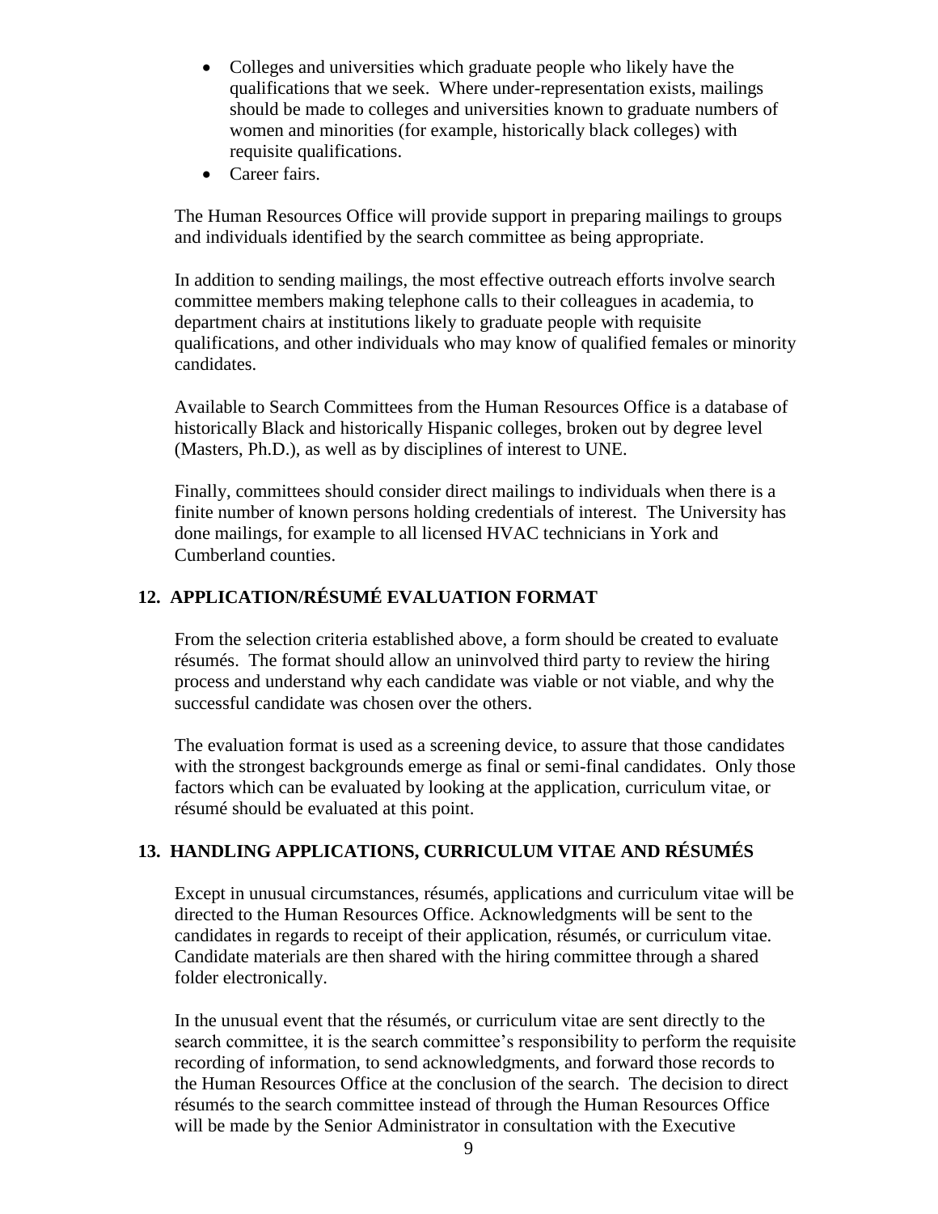- Colleges and universities which graduate people who likely have the qualifications that we seek. Where under-representation exists, mailings should be made to colleges and universities known to graduate numbers of women and minorities (for example, historically black colleges) with requisite qualifications.
- Career fairs.

The Human Resources Office will provide support in preparing mailings to groups and individuals identified by the search committee as being appropriate.

In addition to sending mailings, the most effective outreach efforts involve search committee members making telephone calls to their colleagues in academia, to department chairs at institutions likely to graduate people with requisite qualifications, and other individuals who may know of qualified females or minority candidates.

Available to Search Committees from the Human Resources Office is a database of historically Black and historically Hispanic colleges, broken out by degree level (Masters, Ph.D.), as well as by disciplines of interest to UNE.

Finally, committees should consider direct mailings to individuals when there is a finite number of known persons holding credentials of interest. The University has done mailings, for example to all licensed HVAC technicians in York and Cumberland counties.

## 12. APPLICATION/RÉSUMÉ EVALUATION FORMAT

From the selection criteria established above, a form should be created to evaluate résumés. The format should allow an uninvolved third party to review the hiring process and understand why each candidate was viable or not viable, and why the successful candidate was chosen over the others.

The evaluation format is used as a screening device, to assure that those candidates with the strongest backgrounds emerge as final or semi-final candidates. Only those factors which can be evaluated by looking at the application, curriculum vitae, or résumé should be evaluated at this point.

## 13. HANDLING APPLICATIONS, CURRICULUM VITAE AND RÉSUMÉS

Except in unusual circumstances, résumés, applications and curriculum vitae will be directed to the Human Resources Office. Acknowledgments will be sent to the candidates in regards to receipt of their application, résumés, or curriculum vitae. Candidate materials are then shared with the hiring committee through a shared folder electronically.

In the unusual event that the résumés, or curriculum vitae are sent directly to the search committee, it is the search committee's responsibility to perform the requisite recording of information, to send acknowledgments, and forward those records to the Human Resources Office at the conclusion of the search. The decision to direct résumés to the search committee instead of through the Human Resources Office will be made by the Senior Administrator in consultation with the Executive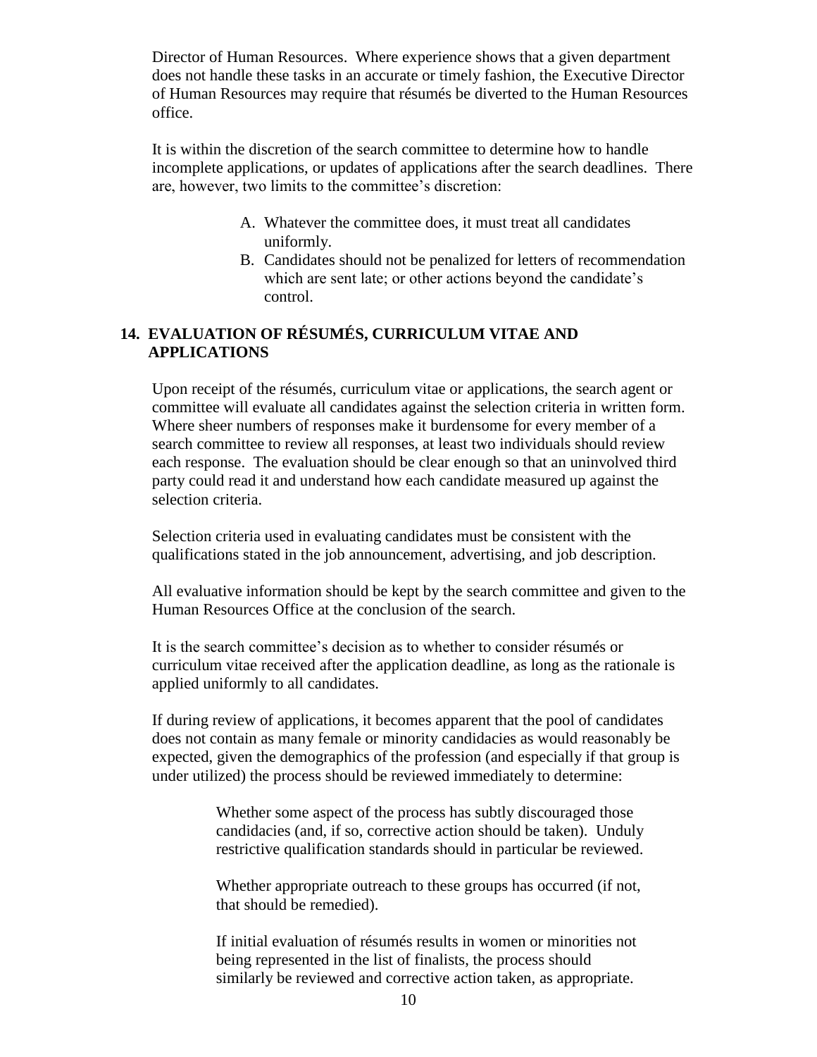Director of Human Resources. Where experience shows that a given department does not handle these tasks in an accurate or timely fashion, the Executive Director of Human Resources may require that résumés be diverted to the Human Resources office.

It is within the discretion of the search committee to determine how to handle incomplete applications, or updates of applications after the search deadlines. There are, however, two limits to the committee's discretion:

A. Whatever the committee does, it must treat all candidates uniformly.
B. Candidates should not be penalized for letters of recommendation which are sent late; or other actions beyond the candidate's control.

## 14. EVALUATION OF RÉSUMÉS, CURRICULUM VITAE AND APPLICATIONS

Upon receipt of the résumés, curriculum vitae or applications, the search agent or committee will evaluate all candidates against the selection criteria in written form. Where sheer numbers of responses make it burdensome for every member of a search committee to review all responses, at least two individuals should review each response. The evaluation should be clear enough so that an uninvolved third party could read it and understand how each candidate measured up against the selection criteria.

Selection criteria used in evaluating candidates must be consistent with the qualifications stated in the job announcement, advertising, and job description.

All evaluative information should be kept by the search committee and given to the Human Resources Office at the conclusion of the search.

It is the search committee's decision as to whether to consider résumés or curriculum vitae received after the application deadline, as long as the rationale is applied uniformly to all candidates.

If during review of applications, it becomes apparent that the pool of candidates does not contain as many female or minority candidacies as would reasonably be expected, given the demographics of the profession (and especially if that group is under utilized) the process should be reviewed immediately to determine:

Whether some aspect of the process has subtly discouraged those candidacies (and, if so, corrective action should be taken). Unduly restrictive qualification standards should in particular be reviewed.

Whether appropriate outreach to these groups has occurred (if not, that should be remedied).

If initial evaluation of résumés results in women or minorities not being represented in the list of finalists, the process should similarly be reviewed and corrective action taken, as appropriate.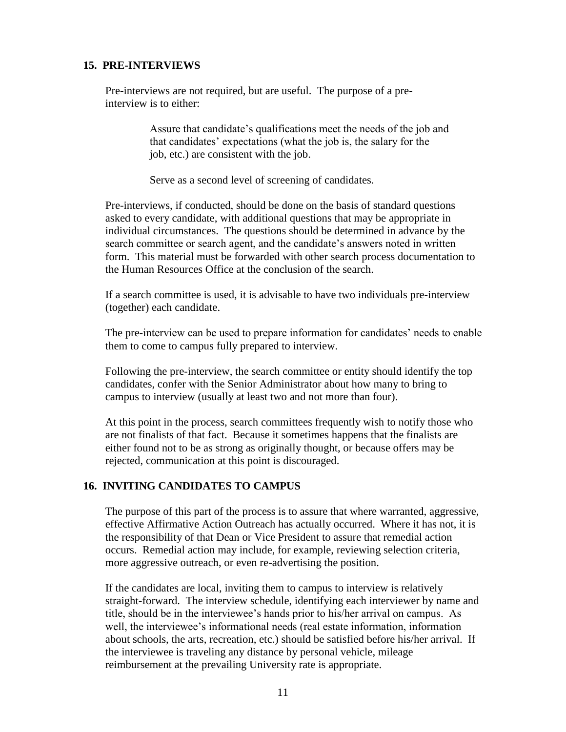## 15. PRE-INTERVIEWS

Pre-interviews are not required, but are useful. The purpose of a pre-interview is to either:

> Assure that candidate's qualifications meet the needs of the job and that candidates' expectations (what the job is, the salary for the job, etc.) are consistent with the job.
>
> Serve as a second level of screening of candidates.

Pre-interviews, if conducted, should be done on the basis of standard questions asked to every candidate, with additional questions that may be appropriate in individual circumstances. The questions should be determined in advance by the search committee or search agent, and the candidate's answers noted in written form. This material must be forwarded with other search process documentation to the Human Resources Office at the conclusion of the search.

If a search committee is used, it is advisable to have two individuals pre-interview (together) each candidate.

The pre-interview can be used to prepare information for candidates' needs to enable them to come to campus fully prepared to interview.

Following the pre-interview, the search committee or entity should identify the top candidates, confer with the Senior Administrator about how many to bring to campus to interview (usually at least two and not more than four).

At this point in the process, search committees frequently wish to notify those who are not finalists of that fact. Because it sometimes happens that the finalists are either found not to be as strong as originally thought, or because offers may be rejected, communication at this point is discouraged.

## 16. INVITING CANDIDATES TO CAMPUS

The purpose of this part of the process is to assure that where warranted, aggressive, effective Affirmative Action Outreach has actually occurred. Where it has not, it is the responsibility of that Dean or Vice President to assure that remedial action occurs. Remedial action may include, for example, reviewing selection criteria, more aggressive outreach, or even re-advertising the position.

If the candidates are local, inviting them to campus to interview is relatively straight-forward. The interview schedule, identifying each interviewer by name and title, should be in the interviewee's hands prior to his/her arrival on campus. As well, the interviewee's informational needs (real estate information, information about schools, the arts, recreation, etc.) should be satisfied before his/her arrival. If the interviewee is traveling any distance by personal vehicle, mileage reimbursement at the prevailing University rate is appropriate.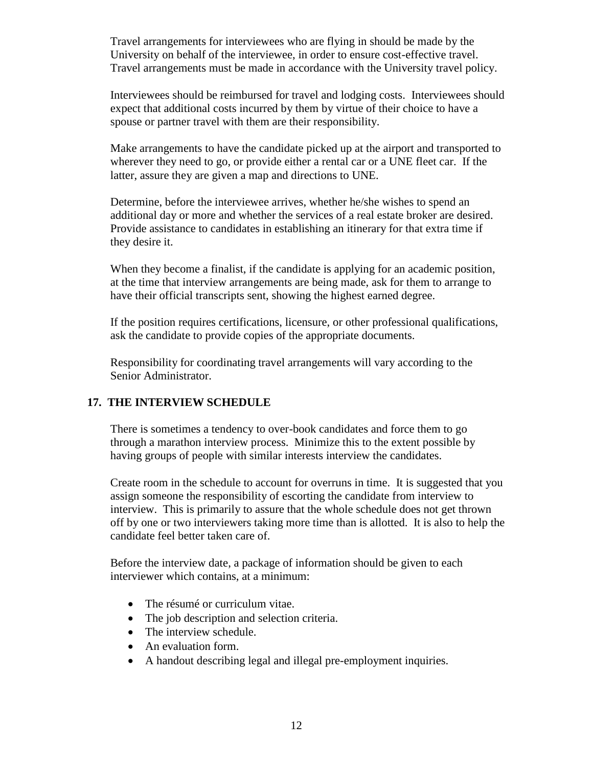Travel arrangements for interviewees who are flying in should be made by the University on behalf of the interviewee, in order to ensure cost-effective travel. Travel arrangements must be made in accordance with the University travel policy.

Interviewees should be reimbursed for travel and lodging costs. Interviewees should expect that additional costs incurred by them by virtue of their choice to have a spouse or partner travel with them are their responsibility.

Make arrangements to have the candidate picked up at the airport and transported to wherever they need to go, or provide either a rental car or a UNE fleet car. If the latter, assure they are given a map and directions to UNE.

Determine, before the interviewee arrives, whether he/she wishes to spend an additional day or more and whether the services of a real estate broker are desired. Provide assistance to candidates in establishing an itinerary for that extra time if they desire it.

When they become a finalist, if the candidate is applying for an academic position, at the time that interview arrangements are being made, ask for them to arrange to have their official transcripts sent, showing the highest earned degree.

If the position requires certifications, licensure, or other professional qualifications, ask the candidate to provide copies of the appropriate documents.

Responsibility for coordinating travel arrangements will vary according to the Senior Administrator.

## 17. THE INTERVIEW SCHEDULE

There is sometimes a tendency to over-book candidates and force them to go through a marathon interview process. Minimize this to the extent possible by having groups of people with similar interests interview the candidates.

Create room in the schedule to account for overruns in time. It is suggested that you assign someone the responsibility of escorting the candidate from interview to interview. This is primarily to assure that the whole schedule does not get thrown off by one or two interviewers taking more time than is allotted. It is also to help the candidate feel better taken care of.

Before the interview date, a package of information should be given to each interviewer which contains, at a minimum:

- The résumé or curriculum vitae.
- The job description and selection criteria.
- The interview schedule.
- An evaluation form.
- A handout describing legal and illegal pre-employment inquiries.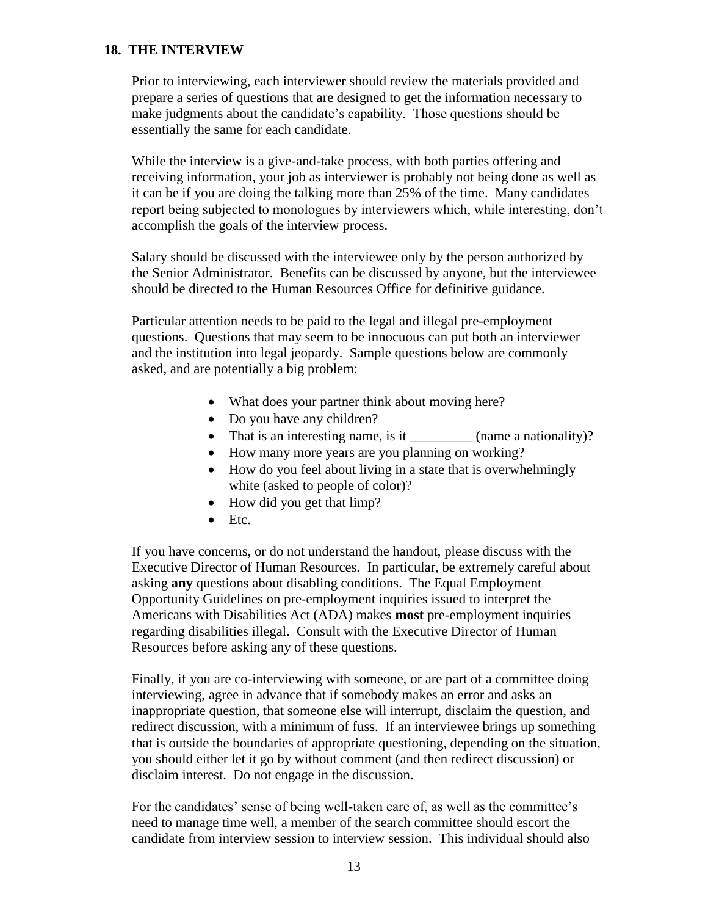## 18. THE INTERVIEW

Prior to interviewing, each interviewer should review the materials provided and prepare a series of questions that are designed to get the information necessary to make judgments about the candidate's capability. Those questions should be essentially the same for each candidate.

While the interview is a give-and-take process, with both parties offering and receiving information, your job as interviewer is probably not being done as well as it can be if you are doing the talking more than 25% of the time. Many candidates report being subjected to monologues by interviewers which, while interesting, don't accomplish the goals of the interview process.

Salary should be discussed with the interviewee only by the person authorized by the Senior Administrator. Benefits can be discussed by anyone, but the interviewee should be directed to the Human Resources Office for definitive guidance.

Particular attention needs to be paid to the legal and illegal pre-employment questions. Questions that may seem to be innocuous can put both an interviewer and the institution into legal jeopardy. Sample questions below are commonly asked, and are potentially a big problem:

- What does your partner think about moving here?
- Do you have any children?
- That is an interesting name, is it _________ (name a nationality)?
- How many more years are you planning on working?
- How do you feel about living in a state that is overwhelmingly white (asked to people of color)?
- How did you get that limp?
- Etc.

If you have concerns, or do not understand the handout, please discuss with the Executive Director of Human Resources. In particular, be extremely careful about asking **any** questions about disabling conditions. The Equal Employment Opportunity Guidelines on pre-employment inquiries issued to interpret the Americans with Disabilities Act (ADA) makes **most** pre-employment inquiries regarding disabilities illegal. Consult with the Executive Director of Human Resources before asking any of these questions.

Finally, if you are co-interviewing with someone, or are part of a committee doing interviewing, agree in advance that if somebody makes an error and asks an inappropriate question, that someone else will interrupt, disclaim the question, and redirect discussion, with a minimum of fuss. If an interviewee brings up something that is outside the boundaries of appropriate questioning, depending on the situation, you should either let it go by without comment (and then redirect discussion) or disclaim interest. Do not engage in the discussion.

For the candidates' sense of being well-taken care of, as well as the committee's need to manage time well, a member of the search committee should escort the candidate from interview session to interview session. This individual should also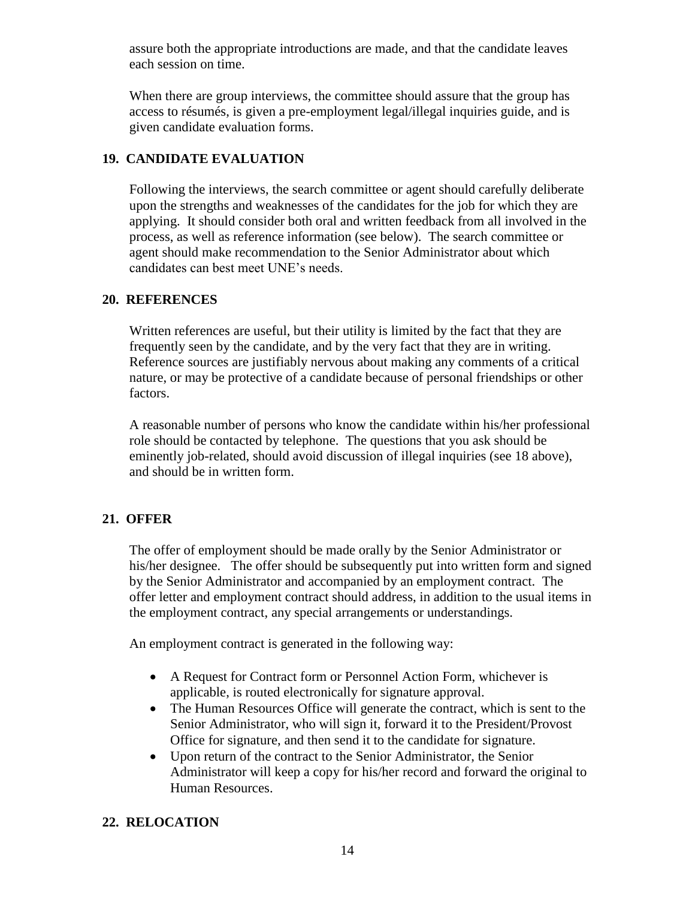assure both the appropriate introductions are made, and that the candidate leaves each session on time.

When there are group interviews, the committee should assure that the group has access to résumés, is given a pre-employment legal/illegal inquiries guide, and is given candidate evaluation forms.

## 19. CANDIDATE EVALUATION

Following the interviews, the search committee or agent should carefully deliberate upon the strengths and weaknesses of the candidates for the job for which they are applying. It should consider both oral and written feedback from all involved in the process, as well as reference information (see below). The search committee or agent should make recommendation to the Senior Administrator about which candidates can best meet UNE's needs.

## 20. REFERENCES

Written references are useful, but their utility is limited by the fact that they are frequently seen by the candidate, and by the very fact that they are in writing. Reference sources are justifiably nervous about making any comments of a critical nature, or may be protective of a candidate because of personal friendships or other factors.

A reasonable number of persons who know the candidate within his/her professional role should be contacted by telephone. The questions that you ask should be eminently job-related, should avoid discussion of illegal inquiries (see 18 above), and should be in written form.

## 21. OFFER

The offer of employment should be made orally by the Senior Administrator or his/her designee. The offer should be subsequently put into written form and signed by the Senior Administrator and accompanied by an employment contract. The offer letter and employment contract should address, in addition to the usual items in the employment contract, any special arrangements or understandings.

An employment contract is generated in the following way:

- A Request for Contract form or Personnel Action Form, whichever is applicable, is routed electronically for signature approval.
- The Human Resources Office will generate the contract, which is sent to the Senior Administrator, who will sign it, forward it to the President/Provost Office for signature, and then send it to the candidate for signature.
- Upon return of the contract to the Senior Administrator, the Senior Administrator will keep a copy for his/her record and forward the original to Human Resources.

## 22. RELOCATION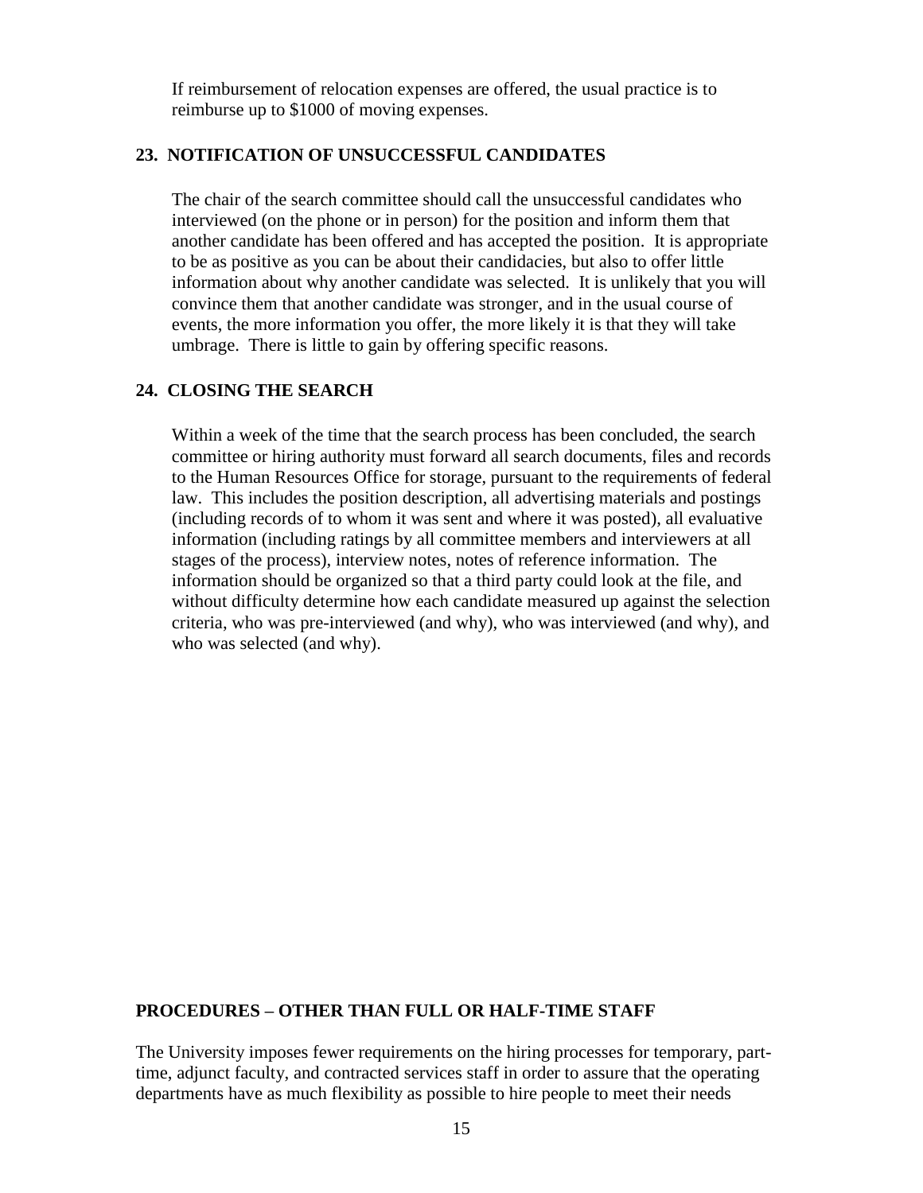If reimbursement of relocation expenses are offered, the usual practice is to reimburse up to $1000 of moving expenses.

### 23. NOTIFICATION OF UNSUCCESSFUL CANDIDATES

The chair of the search committee should call the unsuccessful candidates who interviewed (on the phone or in person) for the position and inform them that another candidate has been offered and has accepted the position. It is appropriate to be as positive as you can be about their candidacies, but also to offer little information about why another candidate was selected. It is unlikely that you will convince them that another candidate was stronger, and in the usual course of events, the more information you offer, the more likely it is that they will take umbrage. There is little to gain by offering specific reasons.

### 24. CLOSING THE SEARCH

Within a week of the time that the search process has been concluded, the search committee or hiring authority must forward all search documents, files and records to the Human Resources Office for storage, pursuant to the requirements of federal law. This includes the position description, all advertising materials and postings (including records of to whom it was sent and where it was posted), all evaluative information (including ratings by all committee members and interviewers at all stages of the process), interview notes, notes of reference information. The information should be organized so that a third party could look at the file, and without difficulty determine how each candidate measured up against the selection criteria, who was pre-interviewed (and why), who was interviewed (and why), and who was selected (and why).

## PROCEDURES – OTHER THAN FULL OR HALF-TIME STAFF

The University imposes fewer requirements on the hiring processes for temporary, part-time, adjunct faculty, and contracted services staff in order to assure that the operating departments have as much flexibility as possible to hire people to meet their needs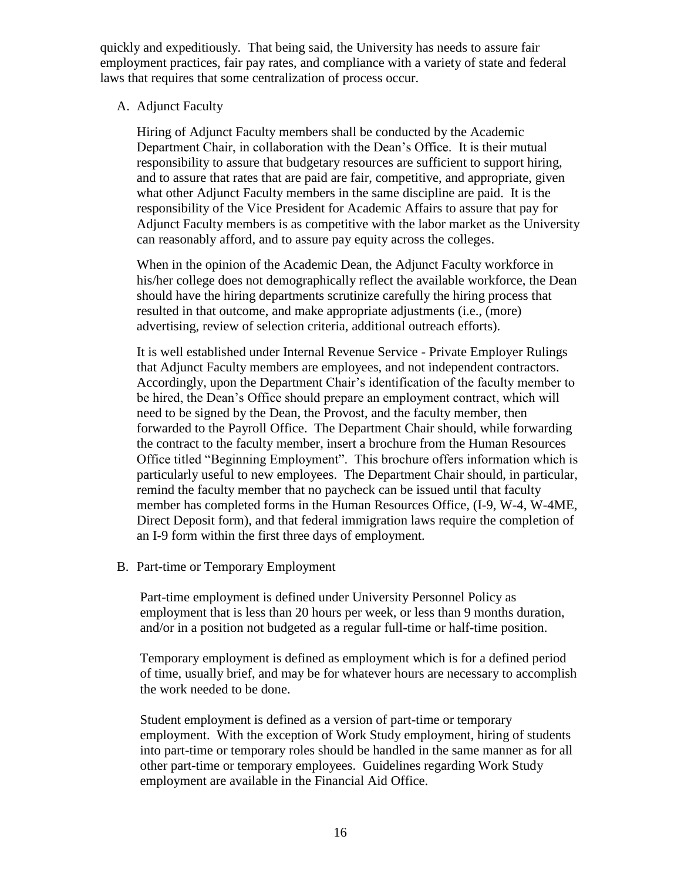quickly and expeditiously. That being said, the University has needs to assure fair employment practices, fair pay rates, and compliance with a variety of state and federal laws that requires that some centralization of process occur.

A. Adjunct Faculty

Hiring of Adjunct Faculty members shall be conducted by the Academic Department Chair, in collaboration with the Dean's Office. It is their mutual responsibility to assure that budgetary resources are sufficient to support hiring, and to assure that rates that are paid are fair, competitive, and appropriate, given what other Adjunct Faculty members in the same discipline are paid. It is the responsibility of the Vice President for Academic Affairs to assure that pay for Adjunct Faculty members is as competitive with the labor market as the University can reasonably afford, and to assure pay equity across the colleges.

When in the opinion of the Academic Dean, the Adjunct Faculty workforce in his/her college does not demographically reflect the available workforce, the Dean should have the hiring departments scrutinize carefully the hiring process that resulted in that outcome, and make appropriate adjustments (i.e., (more) advertising, review of selection criteria, additional outreach efforts).

It is well established under Internal Revenue Service - Private Employer Rulings that Adjunct Faculty members are employees, and not independent contractors. Accordingly, upon the Department Chair's identification of the faculty member to be hired, the Dean's Office should prepare an employment contract, which will need to be signed by the Dean, the Provost, and the faculty member, then forwarded to the Payroll Office. The Department Chair should, while forwarding the contract to the faculty member, insert a brochure from the Human Resources Office titled "Beginning Employment". This brochure offers information which is particularly useful to new employees. The Department Chair should, in particular, remind the faculty member that no paycheck can be issued until that faculty member has completed forms in the Human Resources Office, (I-9, W-4, W-4ME, Direct Deposit form), and that federal immigration laws require the completion of an I-9 form within the first three days of employment.

B. Part-time or Temporary Employment

Part-time employment is defined under University Personnel Policy as employment that is less than 20 hours per week, or less than 9 months duration, and/or in a position not budgeted as a regular full-time or half-time position.

Temporary employment is defined as employment which is for a defined period of time, usually brief, and may be for whatever hours are necessary to accomplish the work needed to be done.

Student employment is defined as a version of part-time or temporary employment. With the exception of Work Study employment, hiring of students into part-time or temporary roles should be handled in the same manner as for all other part-time or temporary employees. Guidelines regarding Work Study employment are available in the Financial Aid Office.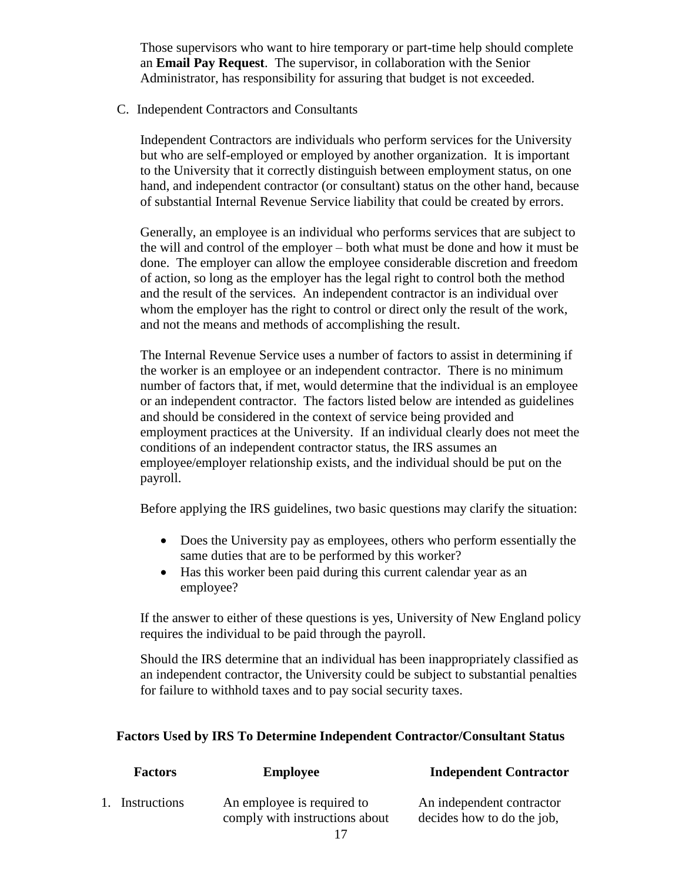Those supervisors who want to hire temporary or part-time help should complete an **Email Pay Request**. The supervisor, in collaboration with the Senior Administrator, has responsibility for assuring that budget is not exceeded.

C. Independent Contractors and Consultants

Independent Contractors are individuals who perform services for the University but who are self-employed or employed by another organization. It is important to the University that it correctly distinguish between employment status, on one hand, and independent contractor (or consultant) status on the other hand, because of substantial Internal Revenue Service liability that could be created by errors.

Generally, an employee is an individual who performs services that are subject to the will and control of the employer – both what must be done and how it must be done. The employer can allow the employee considerable discretion and freedom of action, so long as the employer has the legal right to control both the method and the result of the services. An independent contractor is an individual over whom the employer has the right to control or direct only the result of the work, and not the means and methods of accomplishing the result.

The Internal Revenue Service uses a number of factors to assist in determining if the worker is an employee or an independent contractor. There is no minimum number of factors that, if met, would determine that the individual is an employee or an independent contractor. The factors listed below are intended as guidelines and should be considered in the context of service being provided and employment practices at the University. If an individual clearly does not meet the conditions of an independent contractor status, the IRS assumes an employee/employer relationship exists, and the individual should be put on the payroll.

Before applying the IRS guidelines, two basic questions may clarify the situation:

- Does the University pay as employees, others who perform essentially the same duties that are to be performed by this worker?
- Has this worker been paid during this current calendar year as an employee?

If the answer to either of these questions is yes, University of New England policy requires the individual to be paid through the payroll.

Should the IRS determine that an individual has been inappropriately classified as an independent contractor, the University could be subject to substantial penalties for failure to withhold taxes and to pay social security taxes.

**Factors Used by IRS To Determine Independent Contractor/Consultant Status**

| Factors | Employee | Independent Contractor |
|---|---|---|
| 1. Instructions | An employee is required to comply with instructions about | An independent contractor decides how to do the job, |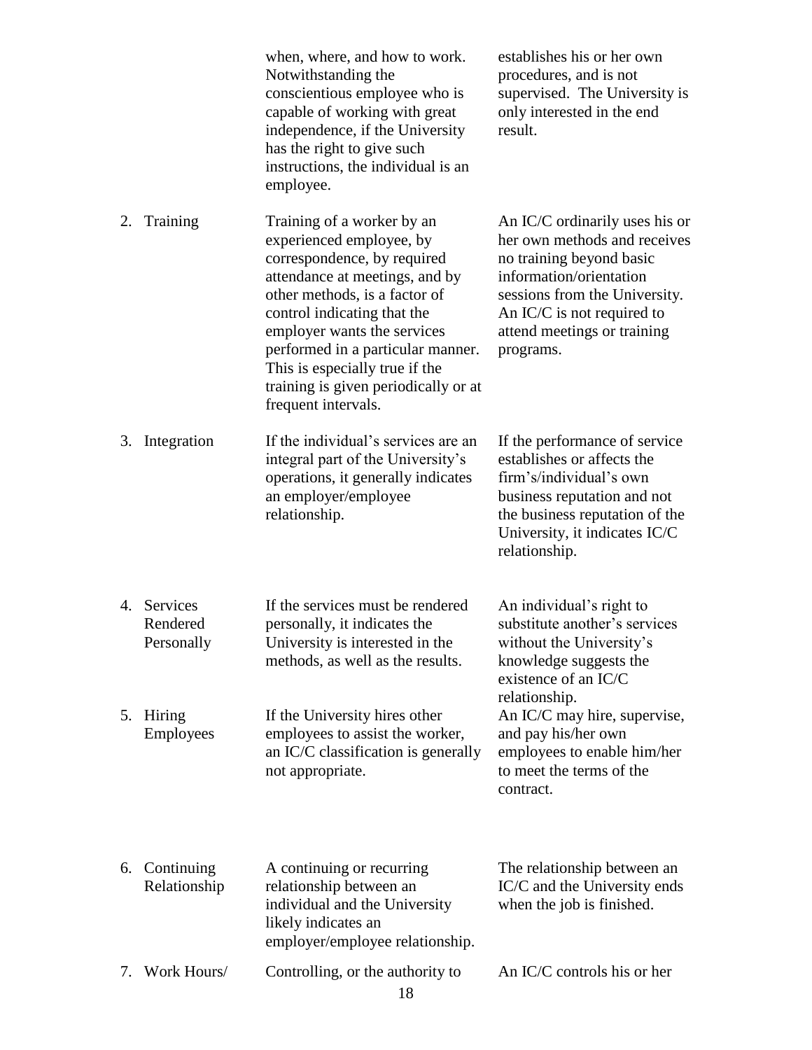| | | |
|---|---|---|
| | when, where, and how to work. Notwithstanding the conscientious employee who is capable of working with great independence, if the University has the right to give such instructions, the individual is an employee. | establishes his or her own procedures, and is not supervised. The University is only interested in the end result. |
| 2. Training | Training of a worker by an experienced employee, by correspondence, by required attendance at meetings, and by other methods, is a factor of control indicating that the employer wants the services performed in a particular manner. This is especially true if the training is given periodically or at frequent intervals. | An IC/C ordinarily uses his or her own methods and receives no training beyond basic information/orientation sessions from the University. An IC/C is not required to attend meetings or training programs. |
| 3. Integration | If the individual's services are an integral part of the University's operations, it generally indicates an employer/employee relationship. | If the performance of service establishes or affects the firm's/individual's own business reputation and not the business reputation of the University, it indicates IC/C relationship. |
| 4. Services Rendered Personally | If the services must be rendered personally, it indicates the University is interested in the methods, as well as the results. | An individual's right to substitute another's services without the University's knowledge suggests the existence of an IC/C relationship. |
| 5. Hiring Employees | If the University hires other employees to assist the worker, an IC/C classification is generally not appropriate. | An IC/C may hire, supervise, and pay his/her own employees to enable him/her to meet the terms of the contract. |
| 6. Continuing Relationship | A continuing or recurring relationship between an individual and the University likely indicates an employer/employee relationship. | The relationship between an IC/C and the University ends when the job is finished. |
| 7. Work Hours/ | Controlling, or the authority to | An IC/C controls his or her |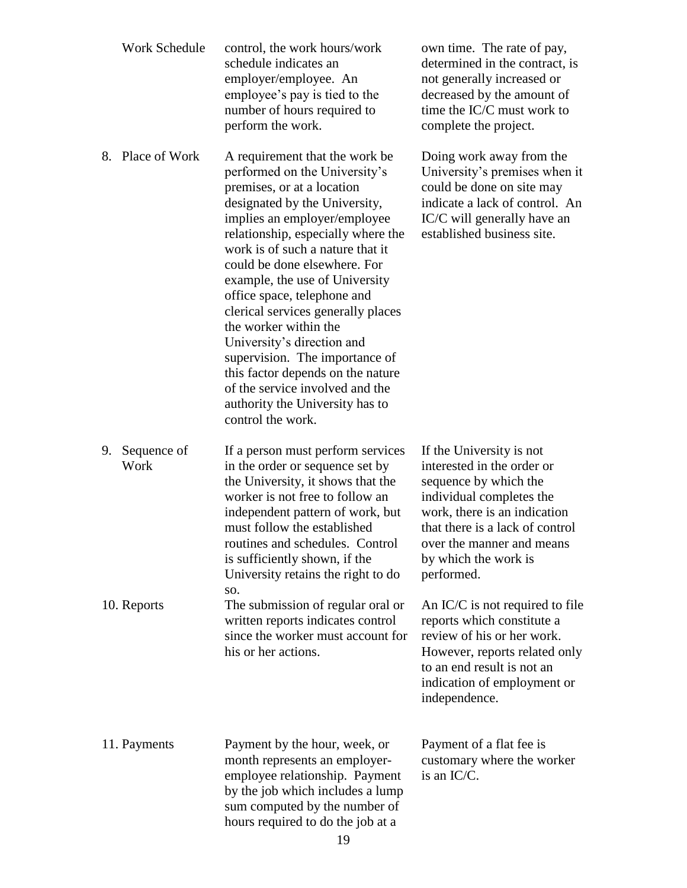| | | |
|---|---|---|
| Work Schedule | control, the work hours/work schedule indicates an employer/employee. An employee's pay is tied to the number of hours required to perform the work. | own time. The rate of pay, determined in the contract, is not generally increased or decreased by the amount of time the IC/C must work to complete the project. |
| 8. Place of Work | A requirement that the work be performed on the University's premises, or at a location designated by the University, implies an employer/employee relationship, especially where the work is of such a nature that it could be done elsewhere. For example, the use of University office space, telephone and clerical services generally places the worker within the University's direction and supervision. The importance of this factor depends on the nature of the service involved and the authority the University has to control the work. | Doing work away from the University's premises when it could be done on site may indicate a lack of control. An IC/C will generally have an established business site. |
| 9. Sequence of Work | If a person must perform services in the order or sequence set by the University, it shows that the worker is not free to follow an independent pattern of work, but must follow the established routines and schedules. Control is sufficiently shown, if the University retains the right to do so. | If the University is not interested in the order or sequence by which the individual completes the work, there is an indication that there is a lack of control over the manner and means by which the work is performed. |
| 10. Reports | The submission of regular oral or written reports indicates control since the worker must account for his or her actions. | An IC/C is not required to file reports which constitute a review of his or her work. However, reports related only to an end result is not an indication of employment or independence. |
| 11. Payments | Payment by the hour, week, or month represents an employer-employee relationship. Payment by the job which includes a lump sum computed by the number of hours required to do the job at a | Payment of a flat fee is customary where the worker is an IC/C. |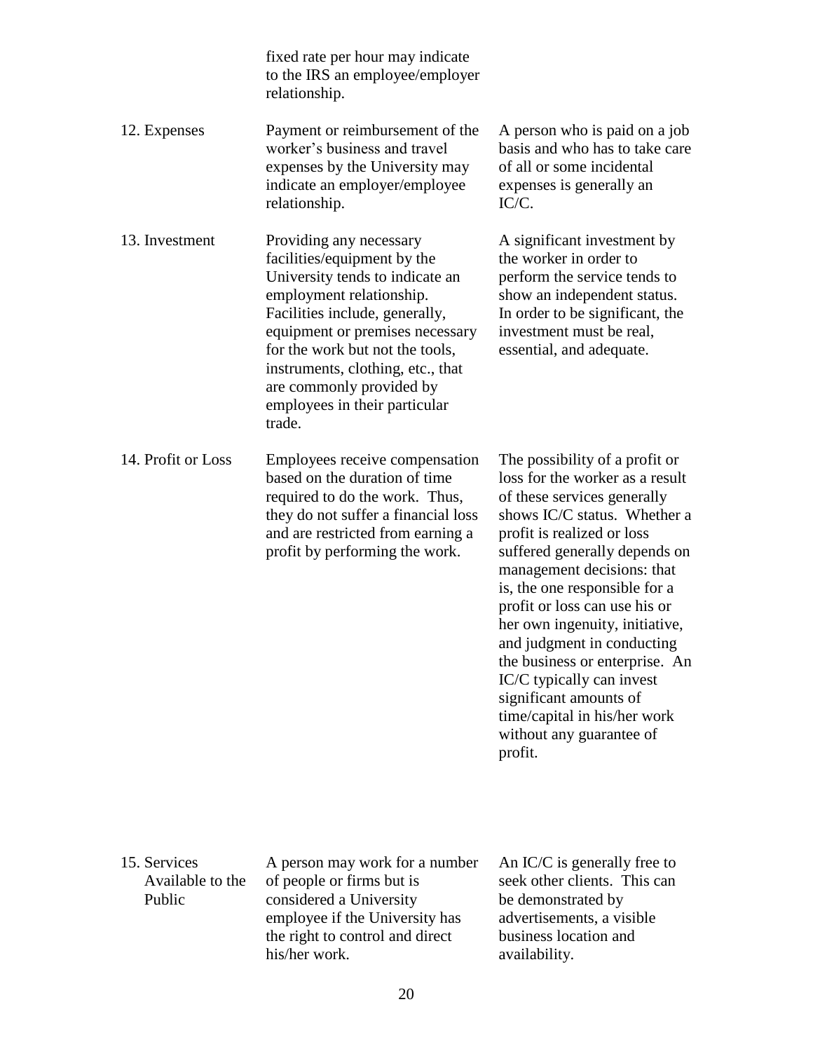| | | |
|---|---|---|
| | fixed rate per hour may indicate to the IRS an employee/employer relationship. | |
| 12. Expenses | Payment or reimbursement of the worker's business and travel expenses by the University may indicate an employer/employee relationship. | A person who is paid on a job basis and who has to take care of all or some incidental expenses is generally an IC/C. |
| 13. Investment | Providing any necessary facilities/equipment by the University tends to indicate an employment relationship. Facilities include, generally, equipment or premises necessary for the work but not the tools, instruments, clothing, etc., that are commonly provided by employees in their particular trade. | A significant investment by the worker in order to perform the service tends to show an independent status. In order to be significant, the investment must be real, essential, and adequate. |
| 14. Profit or Loss | Employees receive compensation based on the duration of time required to do the work. Thus, they do not suffer a financial loss and are restricted from earning a profit by performing the work. | The possibility of a profit or loss for the worker as a result of these services generally shows IC/C status. Whether a profit is realized or loss suffered generally depends on management decisions: that is, the one responsible for a profit or loss can use his or her own ingenuity, initiative, and judgment in conducting the business or enterprise. An IC/C typically can invest significant amounts of time/capital in his/her work without any guarantee of profit. |
| 15. Services Available to the Public | A person may work for a number of people or firms but is considered a University employee if the University has the right to control and direct his/her work. | An IC/C is generally free to seek other clients. This can be demonstrated by advertisements, a visible business location and availability. |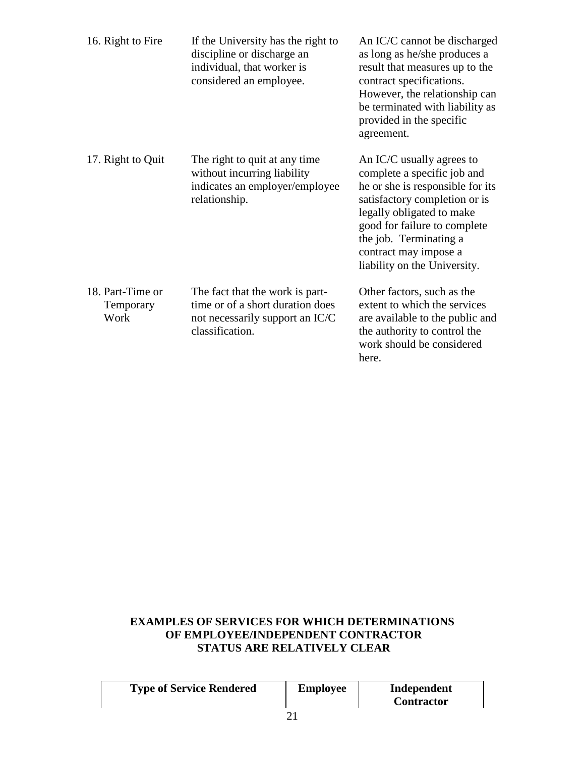| | | |
|---|---|---|
| 16. Right to Fire | If the University has the right to discipline or discharge an individual, that worker is considered an employee. | An IC/C cannot be discharged as long as he/she produces a result that measures up to the contract specifications. However, the relationship can be terminated with liability as provided in the specific agreement. |
| 17. Right to Quit | The right to quit at any time without incurring liability indicates an employer/employee relationship. | An IC/C usually agrees to complete a specific job and he or she is responsible for its satisfactory completion or is legally obligated to make good for failure to complete the job. Terminating a contract may impose a liability on the University. |
| 18. Part-Time or Temporary Work | The fact that the work is part-time or of a short duration does not necessarily support an IC/C classification. | Other factors, such as the extent to which the services are available to the public and the authority to control the work should be considered here. |

**EXAMPLES OF SERVICES FOR WHICH DETERMINATIONS OF EMPLOYEE/INDEPENDENT CONTRACTOR STATUS ARE RELATIVELY CLEAR**

| Type of Service Rendered | Employee | Independent Contractor |
|---|---|---|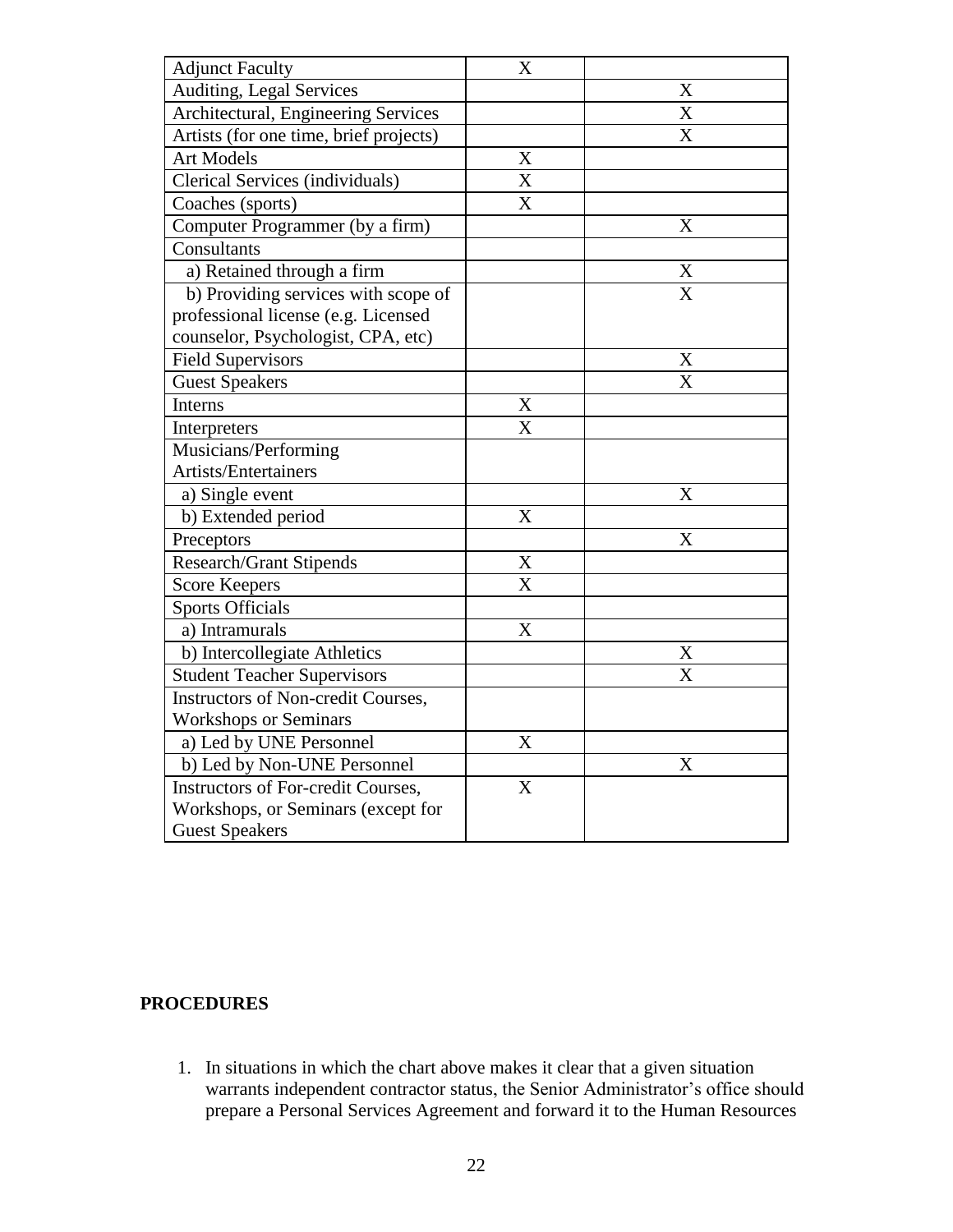| | | |
|---|---|---|
| Adjunct Faculty | X | |
| Auditing, Legal Services | | X |
| Architectural, Engineering Services | | X |
| Artists (for one time, brief projects) | | X |
| Art Models | X | |
| Clerical Services (individuals) | X | |
| Coaches (sports) | X | |
| Computer Programmer (by a firm) | | X |
| Consultants | | |
| a) Retained through a firm | | X |
| b) Providing services with scope of professional license (e.g. Licensed counselor, Psychologist, CPA, etc) | | X |
| Field Supervisors | | X |
| Guest Speakers | | X |
| Interns | X | |
| Interpreters | X | |
| Musicians/Performing Artists/Entertainers | | |
| a) Single event | | X |
| b) Extended period | X | |
| Preceptors | | X |
| Research/Grant Stipends | X | |
| Score Keepers | X | |
| Sports Officials | | |
| a) Intramurals | X | |
| b) Intercollegiate Athletics | | X |
| Student Teacher Supervisors | | X |
| Instructors of Non-credit Courses, Workshops or Seminars | | |
| a) Led by UNE Personnel | X | |
| b) Led by Non-UNE Personnel | | X |
| Instructors of For-credit Courses, Workshops, or Seminars (except for Guest Speakers | X | |

**PROCEDURES**

1. In situations in which the chart above makes it clear that a given situation warrants independent contractor status, the Senior Administrator's office should prepare a Personal Services Agreement and forward it to the Human Resources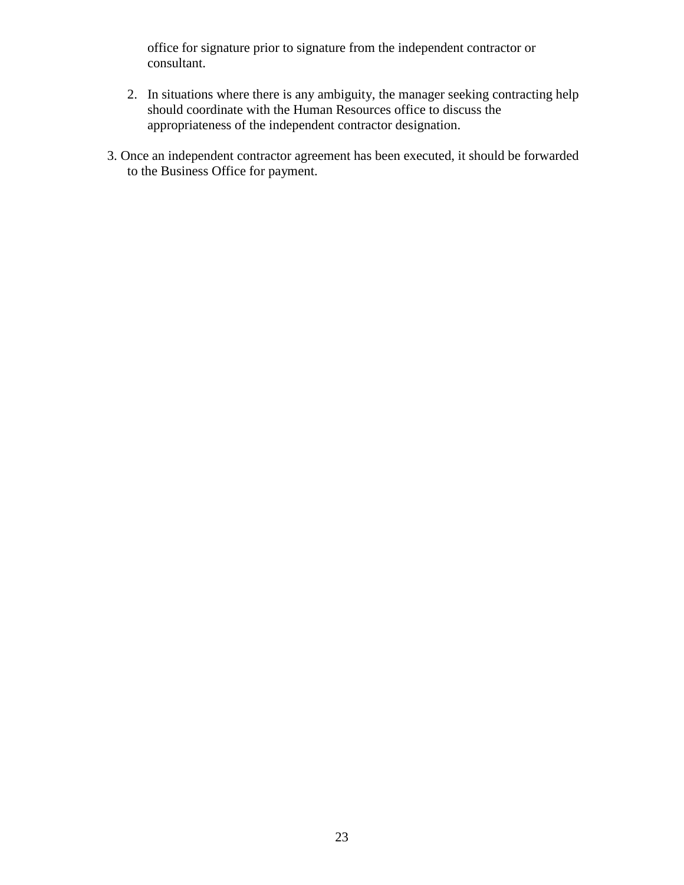office for signature prior to signature from the independent contractor or consultant.

2. In situations where there is any ambiguity, the manager seeking contracting help should coordinate with the Human Resources office to discuss the appropriateness of the independent contractor designation.

3. Once an independent contractor agreement has been executed, it should be forwarded to the Business Office for payment.